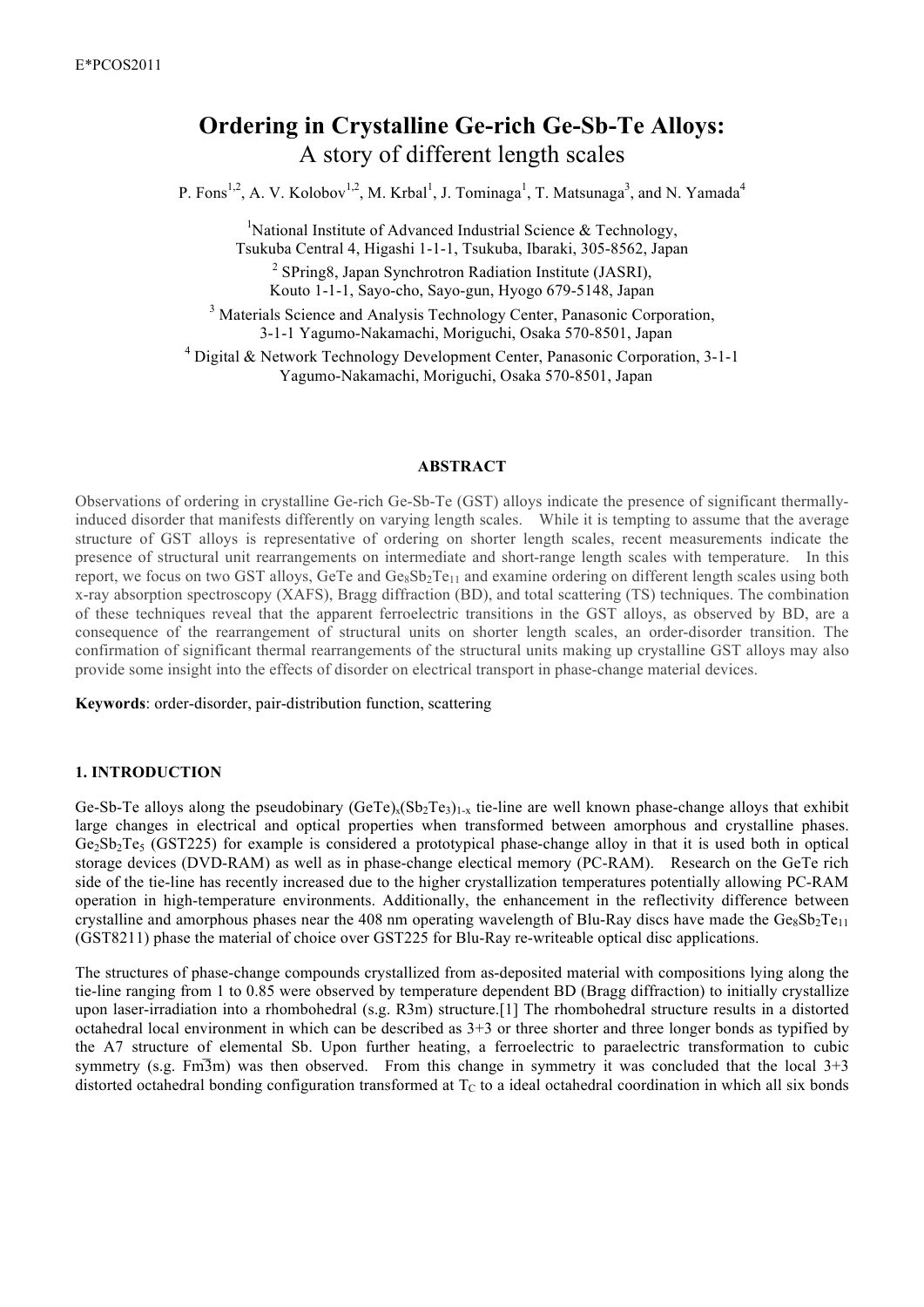# Ordering in Crystalline Ge-rich Ge-Sb-Te Alloys:

## A story of different length scales

P. Fons[1,2], A. V. Kolobov[1,2], M. Krbal[1], J. Tominaga[1], T. Matsunaga[3], and N. Yamada[4]

[1]National Institute of Advanced Industrial Science & Technology, Tsukuba Central 4, Higashi 1-1-1, Tsukuba, Ibaraki, 305-8562, Japan

[2] SPring8, Japan Synchrotron Radiation Institute (JASRI), Kouto 1-1-1, Sayo-cho, Sayo-gun, Hyogo 679-5148, Japan

[3] Materials Science and Analysis Technology Center, Panasonic Corporation, 3-1-1 Yagumo-Nakamachi, Moriguchi, Osaka 570-8501, Japan

[4] Digital & Network Technology Development Center, Panasonic Corporation, 3-1-1 Yagumo-Nakamachi, Moriguchi, Osaka 570-8501, Japan

### ABSTRACT

Observations of ordering in crystalline Ge-rich Ge-Sb-Te (GST) alloys indicate the presence of significant thermally-induced disorder that manifests differently on varying length scales. While it is tempting to assume that the average structure of GST alloys is representative of ordering on shorter length scales, recent measurements indicate the presence of structural unit rearrangements on intermediate and short-range length scales with temperature. In this report, we focus on two GST alloys, GeTe and $Ge_8Sb_2Te_{11}$ and examine ordering on different length scales using both x-ray absorption spectroscopy (XAFS), Bragg diffraction (BD), and total scattering (TS) techniques. The combination of these techniques reveal that the apparent ferroelectric transitions in the GST alloys, as observed by BD, are a consequence of the rearrangement of structural units on shorter length scales, an order-disorder transition. The confirmation of significant thermal rearrangements of the structural units making up crystalline GST alloys may also provide some insight into the effects of disorder on electrical transport in phase-change material devices.

**Keywords**: order-disorder, pair-distribution function, scattering

### 1. INTRODUCTION

Ge-Sb-Te alloys along the pseudobinary $(GeTe)_x(Sb_2Te_3)_{1-x}$ tie-line are well known phase-change alloys that exhibit large changes in electrical and optical properties when transformed between amorphous and crystalline phases. $Ge_2Sb_2Te_5$ (GST225) for example is considered a prototypical phase-change alloy in that it is used both in optical storage devices (DVD-RAM) as well as in phase-change electical memory (PC-RAM). Research on the GeTe rich side of the tie-line has recently increased due to the higher crystallization temperatures potentially allowing PC-RAM operation in high-temperature environments. Additionally, the enhancement in the reflectivity difference between crystalline and amorphous phases near the 408 nm operating wavelength of Blu-Ray discs have made the $Ge_8Sb_2Te_{11}$ (GST8211) phase the material of choice over GST225 for Blu-Ray re-writeable optical disc applications.

The structures of phase-change compounds crystallized from as-deposited material with compositions lying along the tie-line ranging from 1 to 0.85 were observed by temperature dependent BD (Bragg diffraction) to initially crystallize upon laser-irradiation into a rhombohedral (s.g. R3m) structure.[1] The rhombohedral structure results in a distorted octahedral local environment in which can be described as 3+3 or three shorter and three longer bonds as typified by the A7 structure of elemental Sb. Upon further heating, a ferroelectric to paraelectric transformation to cubic symmetry (s.g. $Fm\overline{3}m$) was then observed. From this change in symmetry it was concluded that the local 3+3 distorted octahedral bonding configuration transformed at $T_C$ to a ideal octahedral coordination in which all six bonds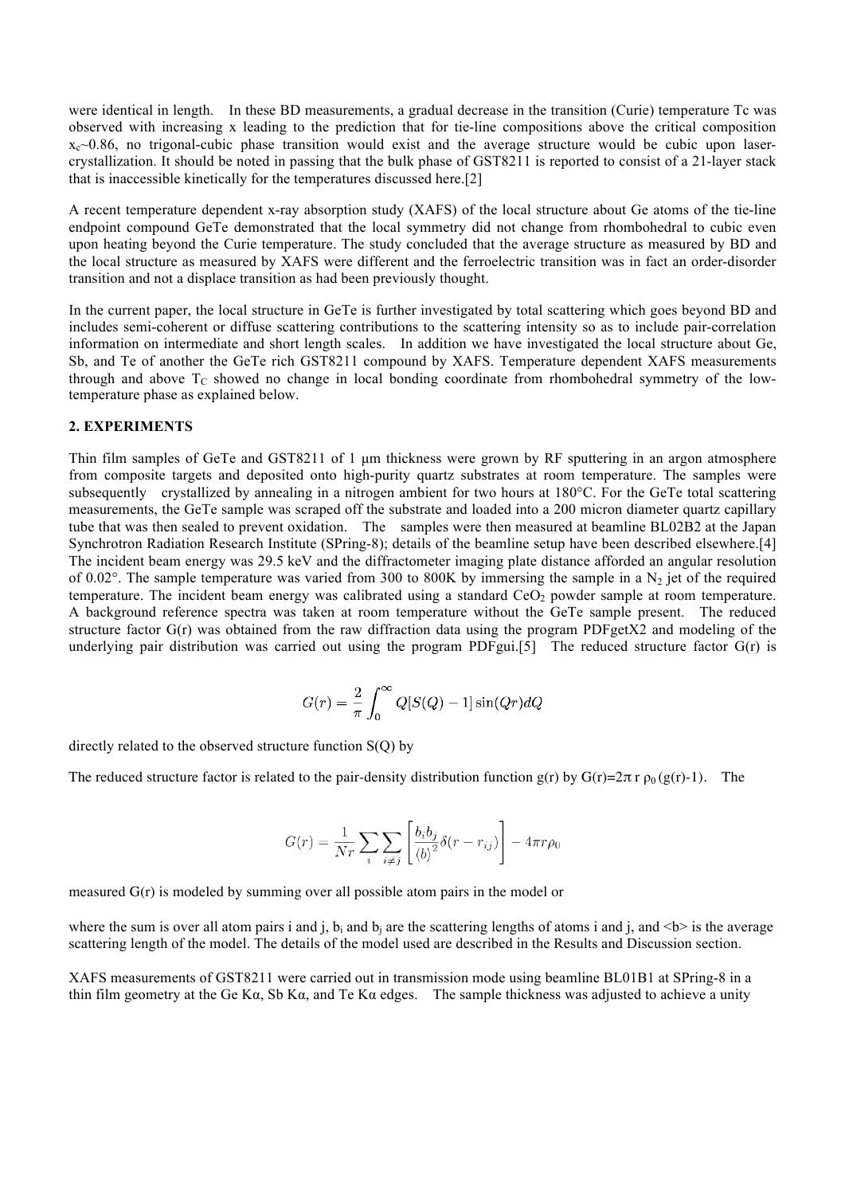were identical in length. In these BD measurements, a gradual decrease in the transition (Curie) temperature Tc was observed with increasing x leading to the prediction that for tie-line compositions above the critical composition $x_c$~0.86, no trigonal-cubic phase transition would exist and the average structure would be cubic upon laser-crystallization. It should be noted in passing that the bulk phase of GST8211 is reported to consist of a 21-layer stack that is inaccessible kinetically for the temperatures discussed here.[2]

A recent temperature dependent x-ray absorption study (XAFS) of the local structure about Ge atoms of the tie-line endpoint compound GeTe demonstrated that the local symmetry did not change from rhombohedral to cubic even upon heating beyond the Curie temperature. The study concluded that the average structure as measured by BD and the local structure as measured by XAFS were different and the ferroelectric transition was in fact an order-disorder transition and not a displace transition as had been previously thought.

In the current paper, the local structure in GeTe is further investigated by total scattering which goes beyond BD and includes semi-coherent or diffuse scattering contributions to the scattering intensity so as to include pair-correlation information on intermediate and short length scales. In addition we have investigated the local structure about Ge, Sb, and Te of another the GeTe rich GST8211 compound by XAFS. Temperature dependent XAFS measurements through and above $T_C$ showed no change in local bonding coordinate from rhombohedral symmetry of the low-temperature phase as explained below.

## 2. EXPERIMENTS

Thin film samples of GeTe and GST8211 of 1 μm thickness were grown by RF sputtering in an argon atmosphere from composite targets and deposited onto high-purity quartz substrates at room temperature. The samples were subsequently crystallized by annealing in a nitrogen ambient for two hours at 180°C. For the GeTe total scattering measurements, the GeTe sample was scraped off the substrate and loaded into a 200 micron diameter quartz capillary tube that was then sealed to prevent oxidation. The samples were then measured at beamline BL02B2 at the Japan Synchrotron Radiation Research Institute (SPring-8); details of the beamline setup have been described elsewhere.[4] The incident beam energy was 29.5 keV and the diffractometer imaging plate distance afforded an angular resolution of 0.02°. The sample temperature was varied from 300 to 800K by immersing the sample in a $N_2$ jet of the required temperature. The incident beam energy was calibrated using a standard $CeO_2$ powder sample at room temperature. A background reference spectra was taken at room temperature without the GeTe sample present. The reduced structure factor G(r) was obtained from the raw diffraction data using the program PDFgetX2 and modeling of the underlying pair distribution was carried out using the program PDFgui.[5] The reduced structure factor G(r) is

$$G(r) = \frac{2}{\pi}\int_0^{\infty} Q[S(Q)-1]\sin(Qr)dQ$$

directly related to the observed structure function S(Q) by

The reduced structure factor is related to the pair-density distribution function g(r) by $G(r)=2\pi r \rho_0 (g(r)-1)$. The

$$G(r) = \frac{1}{Nr}\sum_i \sum_{i \neq j}\left[\frac{b_i b_j}{\langle b \rangle^2}\delta(r-r_{ij})\right] - 4\pi r \rho_0$$

measured G(r) is modeled by summing over all possible atom pairs in the model or

where the sum is over all atom pairs i and j, $b_i$ and $b_j$ are the scattering lengths of atoms i and j, and <b> is the average scattering length of the model. The details of the model used are described in the Results and Discussion section.

XAFS measurements of GST8211 were carried out in transmission mode using beamline BL01B1 at SPring-8 in a thin film geometry at the Ge Kα, Sb Kα, and Te Kα edges. The sample thickness was adjusted to achieve a unity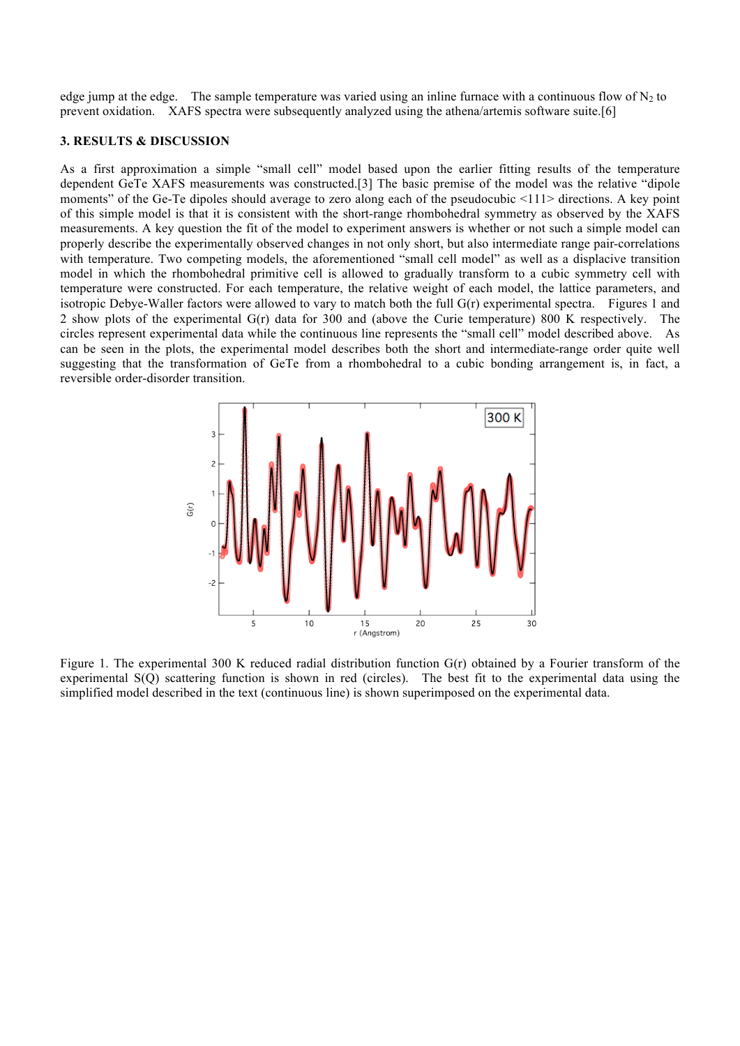edge jump at the edge. The sample temperature was varied using an inline furnace with a continuous flow of $N_2$ to prevent oxidation. XAFS spectra were subsequently analyzed using the athena/artemis software suite.[6]

### 3. RESULTS & DISCUSSION

As a first approximation a simple "small cell" model based upon the earlier fitting results of the temperature dependent GeTe XAFS measurements was constructed.[3] The basic premise of the model was the relative "dipole moments" of the Ge-Te dipoles should average to zero along each of the pseudocubic <111> directions. A key point of this simple model is that it is consistent with the short-range rhombohedral symmetry as observed by the XAFS measurements. A key question the fit of the model to experiment answers is whether or not such a simple model can properly describe the experimentally observed changes in not only short, but also intermediate range pair-correlations with temperature. Two competing models, the aforementioned "small cell model" as well as a displacive transition model in which the rhombohedral primitive cell is allowed to gradually transform to a cubic symmetry cell with temperature were constructed. For each temperature, the relative weight of each model, the lattice parameters, and isotropic Debye-Waller factors were allowed to vary to match both the full G(r) experimental spectra. Figures 1 and 2 show plots of the experimental G(r) data for 300 and (above the Curie temperature) 800 K respectively. The circles represent experimental data while the continuous line represents the "small cell" model described above. As can be seen in the plots, the experimental model describes both the short and intermediate-range order quite well suggesting that the transformation of GeTe from a rhombohedral to a cubic bonding arrangement is, in fact, a reversible order-disorder transition.

Figure 1. The experimental 300 K reduced radial distribution function G(r) obtained by a Fourier transform of the experimental S(Q) scattering function is shown in red (circles). The best fit to the experimental data using the simplified model described in the text (continuous line) is shown superimposed on the experimental data.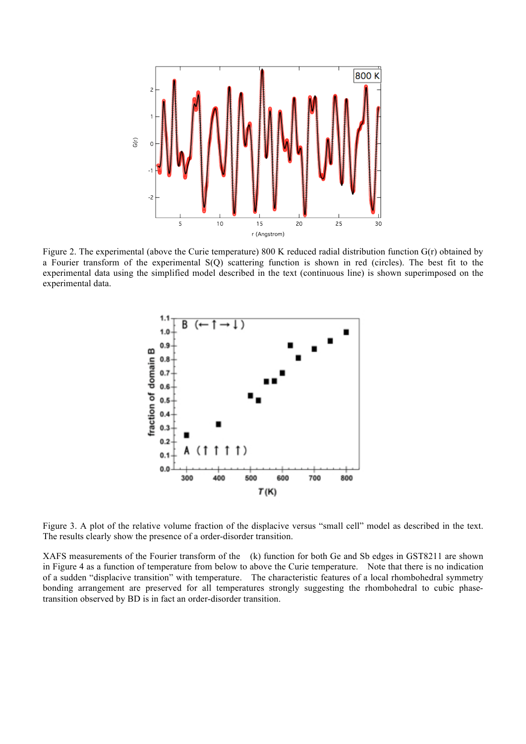Figure 2. The experimental (above the Curie temperature) 800 K reduced radial distribution function G(r) obtained by a Fourier transform of the experimental S(Q) scattering function is shown in red (circles). The best fit to the experimental data using the simplified model described in the text (continuous line) is shown superimposed on the experimental data.

Figure 3. A plot of the relative volume fraction of the displacive versus "small cell" model as described in the text. The results clearly show the presence of a order-disorder transition.

XAFS measurements of the Fourier transform of the (k) function for both Ge and Sb edges in GST8211 are shown in Figure 4 as a function of temperature from below to above the Curie temperature. Note that there is no indication of a sudden "displacive transition" with temperature. The characteristic features of a local rhombohedral symmetry bonding arrangement are preserved for all temperatures strongly suggesting the rhombohedral to cubic phase-transition observed by BD is in fact an order-disorder transition.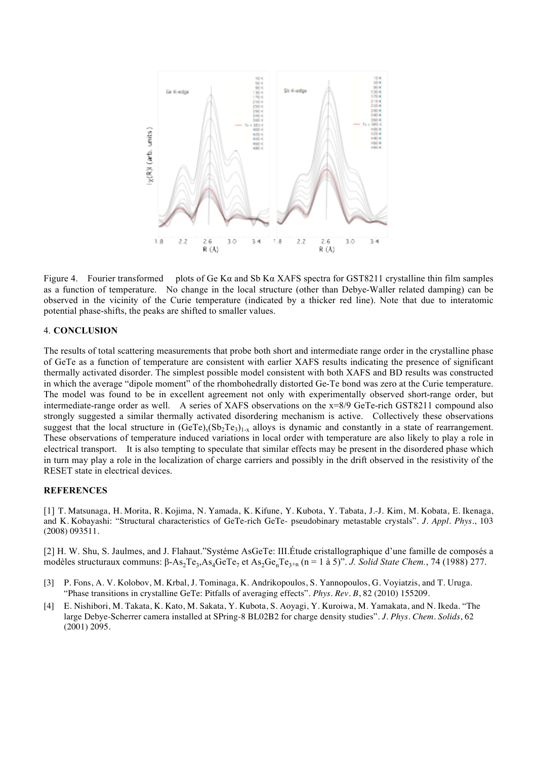Figure 4. Fourier transformed plots of Ge Kα and Sb Kα XAFS spectra for GST8211 crystalline thin film samples as a function of temperature. No change in the local structure (other than Debye-Waller related damping) can be observed in the vicinity of the Curie temperature (indicated by a thicker red line). Note that due to interatomic potential phase-shifts, the peaks are shifted to smaller values.

## 4. CONCLUSION

The results of total scattering measurements that probe both short and intermediate range order in the crystalline phase of GeTe as a function of temperature are consistent with earlier XAFS results indicating the presence of significant thermally activated disorder. The simplest possible model consistent with both XAFS and BD results was constructed in which the average "dipole moment" of the rhombohedrally distorted Ge-Te bond was zero at the Curie temperature. The model was found to be in excellent agreement not only with experimentally observed short-range order, but intermediate-range order as well. A series of XAFS observations on the x=8/9 GeTe-rich GST8211 compound also strongly suggested a similar thermally activated disordering mechanism is active. Collectively these observations suggest that the local structure in $(GeTe)_x(Sb_2Te_3)_{1-x}$ alloys is dynamic and constantly in a state of rearrangement. These observations of temperature induced variations in local order with temperature are also likely to play a role in electrical transport. It is also tempting to speculate that similar effects may be present in the disordered phase which in turn may play a role in the localization of charge carriers and possibly in the drift observed in the resistivity of the RESET state in electrical devices.

## REFERENCES

[1] T. Matsunaga, H. Morita, R. Kojima, N. Yamada, K. Kifune, Y. Kubota, Y. Tabata, J.-J. Kim, M. Kobata, E. Ikenaga, and K. Kobayashi: "Structural characteristics of GeTe-rich GeTe- pseudobinary metastable crystals". *J. Appl. Phys.*, 103 (2008) 093511.

[2] H. W. Shu, S. Jaulmes, and J. Flahaut."Systéme AsGeTe: III.Étude cristallographique d'une famille de composés a modèles structuraux communs: β-$As_2Te_3$,$As_4GeTe_7$ et $As_2Ge_nTe_{3+n}$ (n = 1 à 5)". *J. Solid State Chem.*, 74 (1988) 277.

[3] P. Fons, A. V. Kolobov, M. Krbal, J. Tominaga, K. Andrikopoulos, S. Yannopoulos, G. Voyiatzis, and T. Uruga. "Phase transitions in crystalline GeTe: Pitfalls of averaging effects". *Phys. Rev. B*, 82 (2010) 155209.

[4] E. Nishibori, M. Takata, K. Kato, M. Sakata, Y. Kubota, S. Aoyagi, Y. Kuroiwa, M. Yamakata, and N. Ikeda. "The large Debye-Scherrer camera installed at SPring-8 BL02B2 for charge density studies". *J. Phys. Chem. Solids*, 62 (2001) 2095.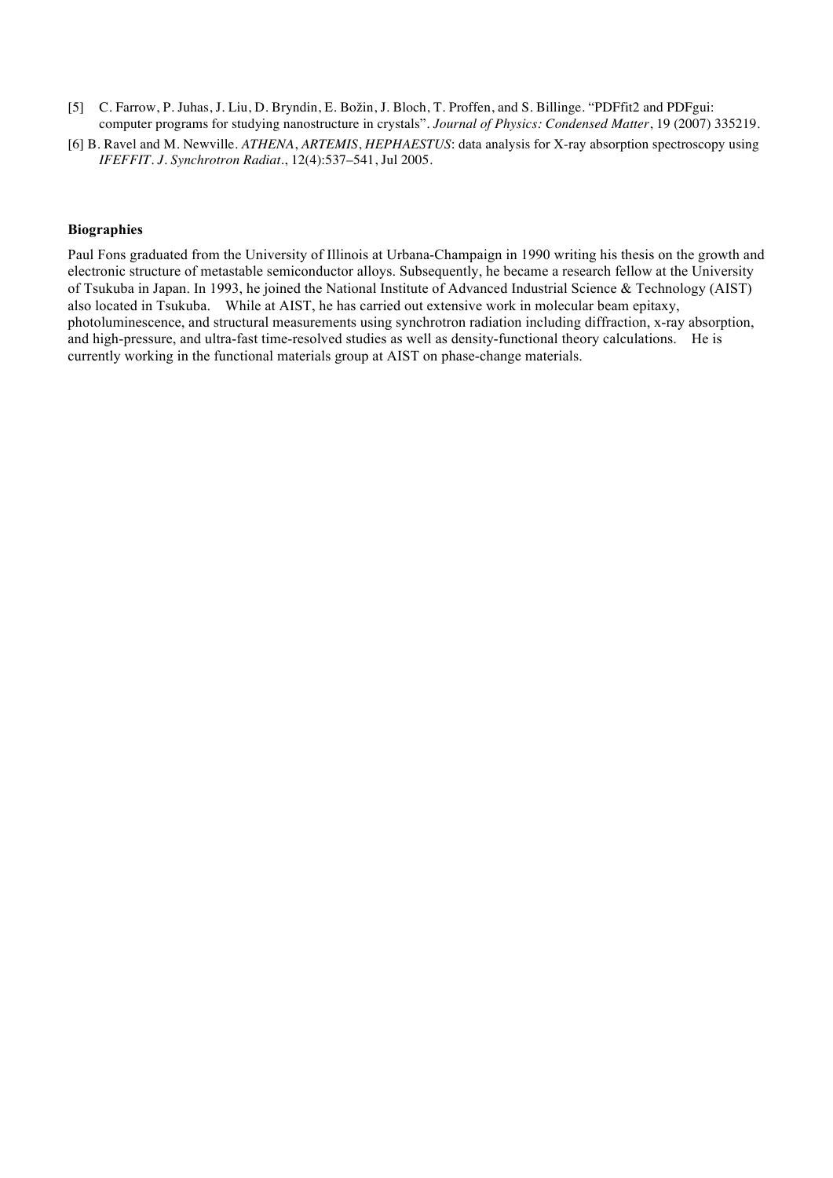[5] C. Farrow, P. Juhas, J. Liu, D. Bryndin, E. Božin, J. Bloch, T. Proffen, and S. Billinge. "PDFfit2 and PDFgui: computer programs for studying nanostructure in crystals". *Journal of Physics: Condensed Matter*, 19 (2007) 335219.

[6] B. Ravel and M. Newville. *ATHENA*, *ARTEMIS*, *HEPHAESTUS*: data analysis for X-ray absorption spectroscopy using *IFEFFIT*. *J. Synchrotron Radiat.*, 12(4):537–541, Jul 2005.

**Biographies**

Paul Fons graduated from the University of Illinois at Urbana-Champaign in 1990 writing his thesis on the growth and electronic structure of metastable semiconductor alloys. Subsequently, he became a research fellow at the University of Tsukuba in Japan. In 1993, he joined the National Institute of Advanced Industrial Science & Technology (AIST) also located in Tsukuba. While at AIST, he has carried out extensive work in molecular beam epitaxy, photoluminescence, and structural measurements using synchrotron radiation including diffraction, x-ray absorption, and high-pressure, and ultra-fast time-resolved studies as well as density-functional theory calculations. He is currently working in the functional materials group at AIST on phase-change materials.